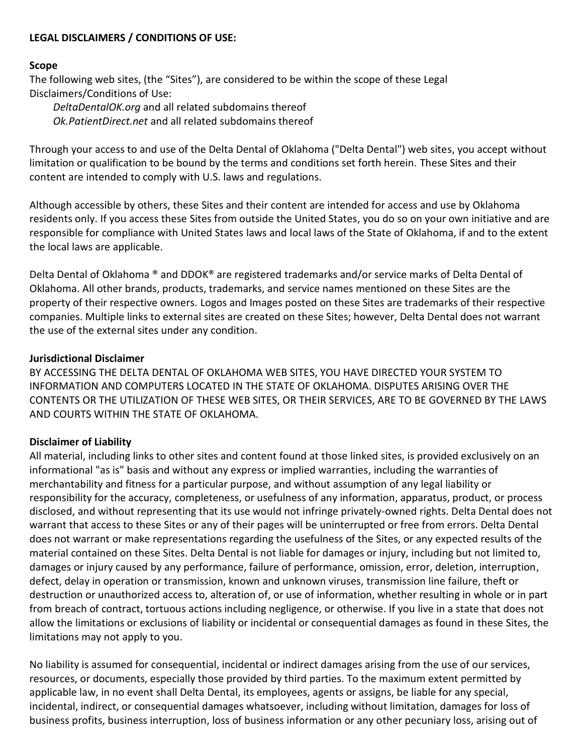**LEGAL DISCLAIMERS / CONDITIONS OF USE:**

**Scope**

The following web sites, (the "Sites"), are considered to be within the scope of these Legal Disclaimers/Conditions of Use:

*DeltaDentalOK.org* and all related subdomains thereof
*Ok.PatientDirect.net* and all related subdomains thereof

Through your access to and use of the Delta Dental of Oklahoma ("Delta Dental") web sites, you accept without limitation or qualification to be bound by the terms and conditions set forth herein. These Sites and their content are intended to comply with U.S. laws and regulations.

Although accessible by others, these Sites and their content are intended for access and use by Oklahoma residents only. If you access these Sites from outside the United States, you do so on your own initiative and are responsible for compliance with United States laws and local laws of the State of Oklahoma, if and to the extent the local laws are applicable.

Delta Dental of Oklahoma ® and DDOK® are registered trademarks and/or service marks of Delta Dental of Oklahoma. All other brands, products, trademarks, and service names mentioned on these Sites are the property of their respective owners. Logos and Images posted on these Sites are trademarks of their respective companies. Multiple links to external sites are created on these Sites; however, Delta Dental does not warrant the use of the external sites under any condition.

**Jurisdictional Disclaimer**

BY ACCESSING THE DELTA DENTAL OF OKLAHOMA WEB SITES, YOU HAVE DIRECTED YOUR SYSTEM TO INFORMATION AND COMPUTERS LOCATED IN THE STATE OF OKLAHOMA. DISPUTES ARISING OVER THE CONTENTS OR THE UTILIZATION OF THESE WEB SITES, OR THEIR SERVICES, ARE TO BE GOVERNED BY THE LAWS AND COURTS WITHIN THE STATE OF OKLAHOMA.

**Disclaimer of Liability**

All material, including links to other sites and content found at those linked sites, is provided exclusively on an informational "as is" basis and without any express or implied warranties, including the warranties of merchantability and fitness for a particular purpose, and without assumption of any legal liability or responsibility for the accuracy, completeness, or usefulness of any information, apparatus, product, or process disclosed, and without representing that its use would not infringe privately-owned rights. Delta Dental does not warrant that access to these Sites or any of their pages will be uninterrupted or free from errors. Delta Dental does not warrant or make representations regarding the usefulness of the Sites, or any expected results of the material contained on these Sites. Delta Dental is not liable for damages or injury, including but not limited to, damages or injury caused by any performance, failure of performance, omission, error, deletion, interruption, defect, delay in operation or transmission, known and unknown viruses, transmission line failure, theft or destruction or unauthorized access to, alteration of, or use of information, whether resulting in whole or in part from breach of contract, tortuous actions including negligence, or otherwise. If you live in a state that does not allow the limitations or exclusions of liability or incidental or consequential damages as found in these Sites, the limitations may not apply to you.

No liability is assumed for consequential, incidental or indirect damages arising from the use of our services, resources, or documents, especially those provided by third parties. To the maximum extent permitted by applicable law, in no event shall Delta Dental, its employees, agents or assigns, be liable for any special, incidental, indirect, or consequential damages whatsoever, including without limitation, damages for loss of business profits, business interruption, loss of business information or any other pecuniary loss, arising out of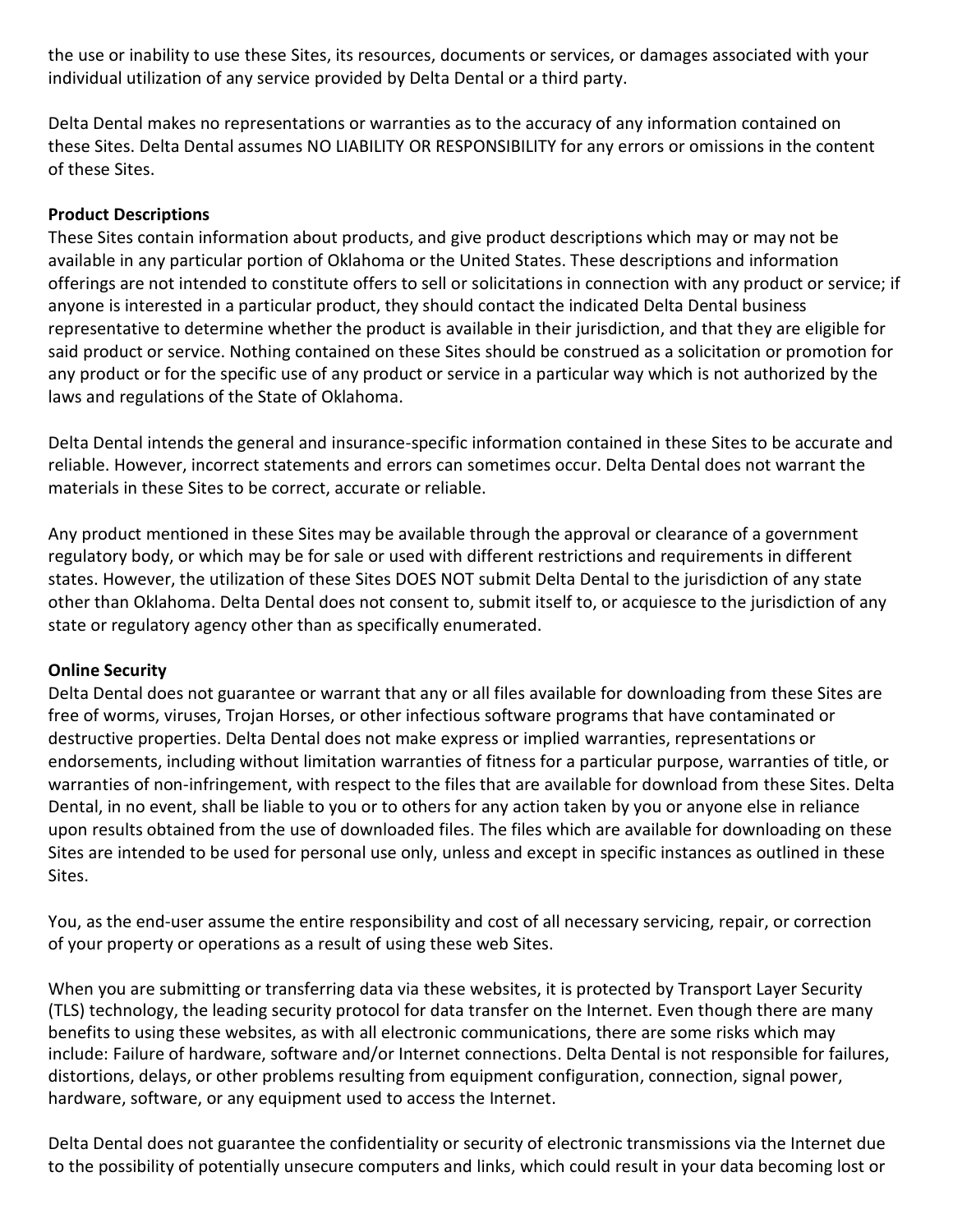the use or inability to use these Sites, its resources, documents or services, or damages associated with your individual utilization of any service provided by Delta Dental or a third party.

Delta Dental makes no representations or warranties as to the accuracy of any information contained on these Sites. Delta Dental assumes NO LIABILITY OR RESPONSIBILITY for any errors or omissions in the content of these Sites.

**Product Descriptions**

These Sites contain information about products, and give product descriptions which may or may not be available in any particular portion of Oklahoma or the United States. These descriptions and information offerings are not intended to constitute offers to sell or solicitations in connection with any product or service; if anyone is interested in a particular product, they should contact the indicated Delta Dental business representative to determine whether the product is available in their jurisdiction, and that they are eligible for said product or service. Nothing contained on these Sites should be construed as a solicitation or promotion for any product or for the specific use of any product or service in a particular way which is not authorized by the laws and regulations of the State of Oklahoma.

Delta Dental intends the general and insurance-specific information contained in these Sites to be accurate and reliable. However, incorrect statements and errors can sometimes occur. Delta Dental does not warrant the materials in these Sites to be correct, accurate or reliable.

Any product mentioned in these Sites may be available through the approval or clearance of a government regulatory body, or which may be for sale or used with different restrictions and requirements in different states. However, the utilization of these Sites DOES NOT submit Delta Dental to the jurisdiction of any state other than Oklahoma. Delta Dental does not consent to, submit itself to, or acquiesce to the jurisdiction of any state or regulatory agency other than as specifically enumerated.

**Online Security**

Delta Dental does not guarantee or warrant that any or all files available for downloading from these Sites are free of worms, viruses, Trojan Horses, or other infectious software programs that have contaminated or destructive properties. Delta Dental does not make express or implied warranties, representations or endorsements, including without limitation warranties of fitness for a particular purpose, warranties of title, or warranties of non-infringement, with respect to the files that are available for download from these Sites. Delta Dental, in no event, shall be liable to you or to others for any action taken by you or anyone else in reliance upon results obtained from the use of downloaded files. The files which are available for downloading on these Sites are intended to be used for personal use only, unless and except in specific instances as outlined in these Sites.

You, as the end-user assume the entire responsibility and cost of all necessary servicing, repair, or correction of your property or operations as a result of using these web Sites.

When you are submitting or transferring data via these websites, it is protected by Transport Layer Security (TLS) technology, the leading security protocol for data transfer on the Internet. Even though there are many benefits to using these websites, as with all electronic communications, there are some risks which may include: Failure of hardware, software and/or Internet connections. Delta Dental is not responsible for failures, distortions, delays, or other problems resulting from equipment configuration, connection, signal power, hardware, software, or any equipment used to access the Internet.

Delta Dental does not guarantee the confidentiality or security of electronic transmissions via the Internet due to the possibility of potentially unsecure computers and links, which could result in your data becoming lost or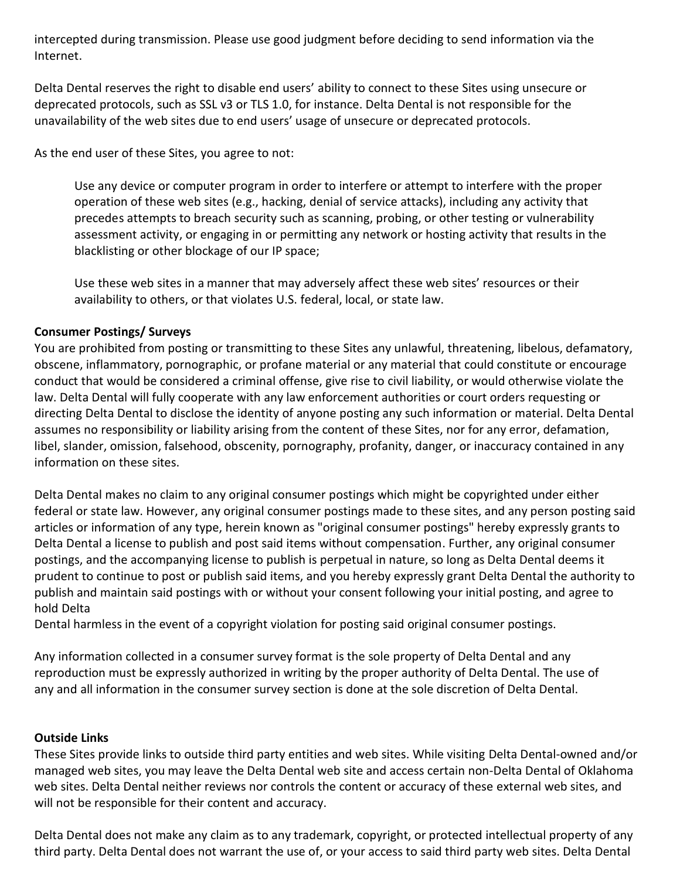intercepted during transmission. Please use good judgment before deciding to send information via the Internet.

Delta Dental reserves the right to disable end users' ability to connect to these Sites using unsecure or deprecated protocols, such as SSL v3 or TLS 1.0, for instance. Delta Dental is not responsible for the unavailability of the web sites due to end users' usage of unsecure or deprecated protocols.

As the end user of these Sites, you agree to not:

> Use any device or computer program in order to interfere or attempt to interfere with the proper operation of these web sites (e.g., hacking, denial of service attacks), including any activity that precedes attempts to breach security such as scanning, probing, or other testing or vulnerability assessment activity, or engaging in or permitting any network or hosting activity that results in the blacklisting or other blockage of our IP space;
>
> Use these web sites in a manner that may adversely affect these web sites' resources or their availability to others, or that violates U.S. federal, local, or state law.

**Consumer Postings/ Surveys**

You are prohibited from posting or transmitting to these Sites any unlawful, threatening, libelous, defamatory, obscene, inflammatory, pornographic, or profane material or any material that could constitute or encourage conduct that would be considered a criminal offense, give rise to civil liability, or would otherwise violate the law. Delta Dental will fully cooperate with any law enforcement authorities or court orders requesting or directing Delta Dental to disclose the identity of anyone posting any such information or material. Delta Dental assumes no responsibility or liability arising from the content of these Sites, nor for any error, defamation, libel, slander, omission, falsehood, obscenity, pornography, profanity, danger, or inaccuracy contained in any information on these sites.

Delta Dental makes no claim to any original consumer postings which might be copyrighted under either federal or state law. However, any original consumer postings made to these sites, and any person posting said articles or information of any type, herein known as "original consumer postings" hereby expressly grants to Delta Dental a license to publish and post said items without compensation. Further, any original consumer postings, and the accompanying license to publish is perpetual in nature, so long as Delta Dental deems it prudent to continue to post or publish said items, and you hereby expressly grant Delta Dental the authority to publish and maintain said postings with or without your consent following your initial posting, and agree to hold Delta Dental harmless in the event of a copyright violation for posting said original consumer postings.

Any information collected in a consumer survey format is the sole property of Delta Dental and any reproduction must be expressly authorized in writing by the proper authority of Delta Dental. The use of any and all information in the consumer survey section is done at the sole discretion of Delta Dental.

**Outside Links**

These Sites provide links to outside third party entities and web sites. While visiting Delta Dental-owned and/or managed web sites, you may leave the Delta Dental web site and access certain non-Delta Dental of Oklahoma web sites. Delta Dental neither reviews nor controls the content or accuracy of these external web sites, and will not be responsible for their content and accuracy.

Delta Dental does not make any claim as to any trademark, copyright, or protected intellectual property of any third party. Delta Dental does not warrant the use of, or your access to said third party web sites. Delta Dental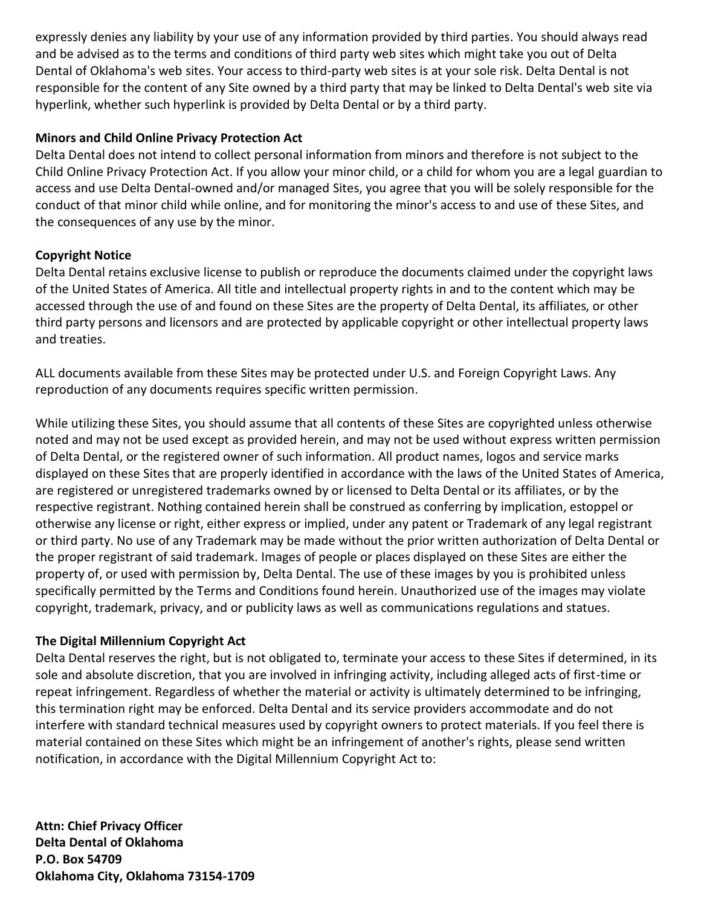expressly denies any liability by your use of any information provided by third parties. You should always read and be advised as to the terms and conditions of third party web sites which might take you out of Delta Dental of Oklahoma's web sites. Your access to third-party web sites is at your sole risk. Delta Dental is not responsible for the content of any Site owned by a third party that may be linked to Delta Dental's web site via hyperlink, whether such hyperlink is provided by Delta Dental or by a third party.

**Minors and Child Online Privacy Protection Act**

Delta Dental does not intend to collect personal information from minors and therefore is not subject to the Child Online Privacy Protection Act. If you allow your minor child, or a child for whom you are a legal guardian to access and use Delta Dental-owned and/or managed Sites, you agree that you will be solely responsible for the conduct of that minor child while online, and for monitoring the minor's access to and use of these Sites, and the consequences of any use by the minor.

**Copyright Notice**

Delta Dental retains exclusive license to publish or reproduce the documents claimed under the copyright laws of the United States of America. All title and intellectual property rights in and to the content which may be accessed through the use of and found on these Sites are the property of Delta Dental, its affiliates, or other third party persons and licensors and are protected by applicable copyright or other intellectual property laws and treaties.

ALL documents available from these Sites may be protected under U.S. and Foreign Copyright Laws. Any reproduction of any documents requires specific written permission.

While utilizing these Sites, you should assume that all contents of these Sites are copyrighted unless otherwise noted and may not be used except as provided herein, and may not be used without express written permission of Delta Dental, or the registered owner of such information. All product names, logos and service marks displayed on these Sites that are properly identified in accordance with the laws of the United States of America, are registered or unregistered trademarks owned by or licensed to Delta Dental or its affiliates, or by the respective registrant. Nothing contained herein shall be construed as conferring by implication, estoppel or otherwise any license or right, either express or implied, under any patent or Trademark of any legal registrant or third party. No use of any Trademark may be made without the prior written authorization of Delta Dental or the proper registrant of said trademark. Images of people or places displayed on these Sites are either the property of, or used with permission by, Delta Dental. The use of these images by you is prohibited unless specifically permitted by the Terms and Conditions found herein. Unauthorized use of the images may violate copyright, trademark, privacy, and or publicity laws as well as communications regulations and statues.

**The Digital Millennium Copyright Act**

Delta Dental reserves the right, but is not obligated to, terminate your access to these Sites if determined, in its sole and absolute discretion, that you are involved in infringing activity, including alleged acts of first-time or repeat infringement. Regardless of whether the material or activity is ultimately determined to be infringing, this termination right may be enforced. Delta Dental and its service providers accommodate and do not interfere with standard technical measures used by copyright owners to protect materials. If you feel there is material contained on these Sites which might be an infringement of another's rights, please send written notification, in accordance with the Digital Millennium Copyright Act to:

**Attn: Chief Privacy Officer**
**Delta Dental of Oklahoma**
**P.O. Box 54709**
**Oklahoma City, Oklahoma 73154-1709**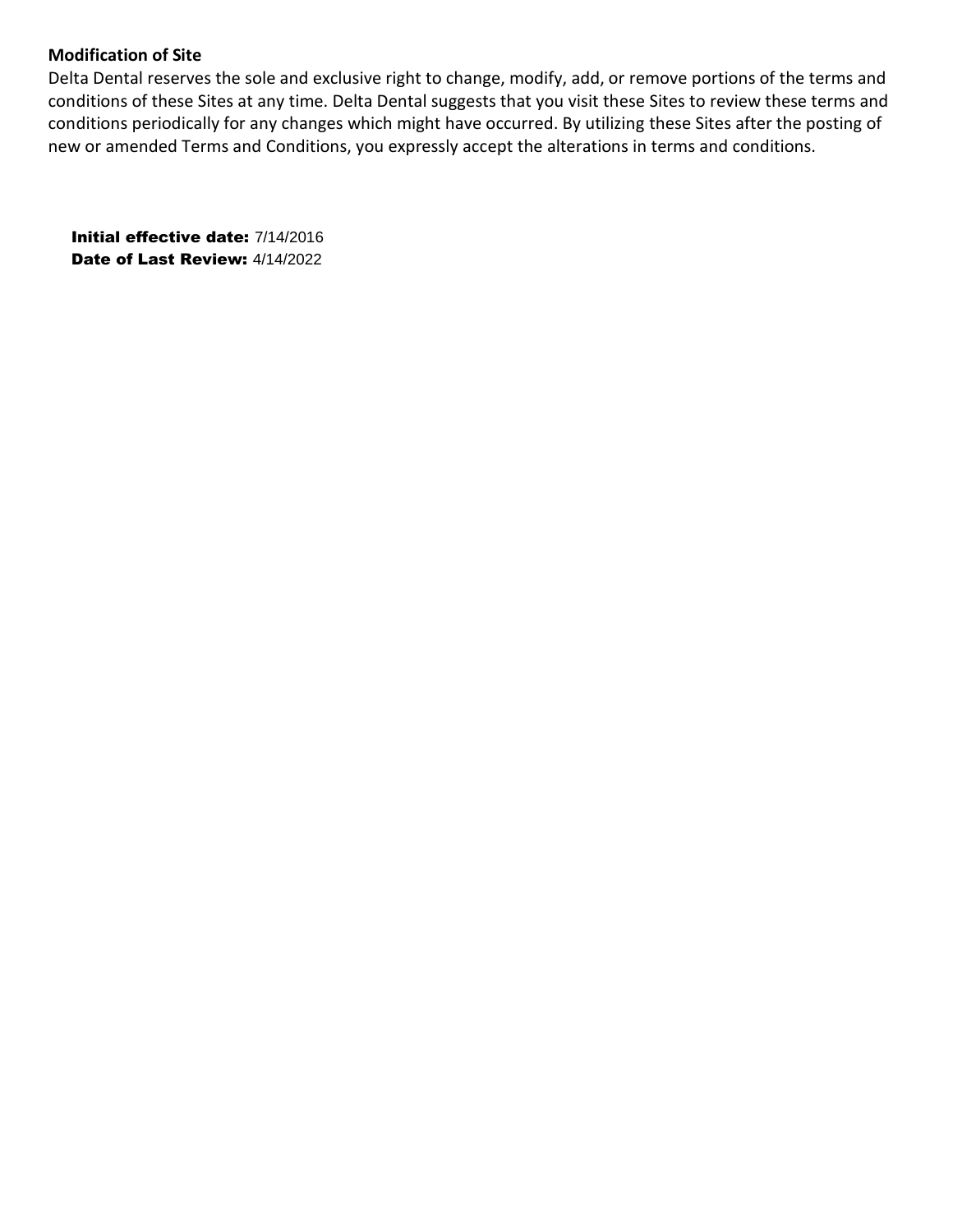**Modification of Site**

Delta Dental reserves the sole and exclusive right to change, modify, add, or remove portions of the terms and conditions of these Sites at any time. Delta Dental suggests that you visit these Sites to review these terms and conditions periodically for any changes which might have occurred. By utilizing these Sites after the posting of new or amended Terms and Conditions, you expressly accept the alterations in terms and conditions.

**Initial effective date:** 7/14/2016
**Date of Last Review:** 4/14/2022